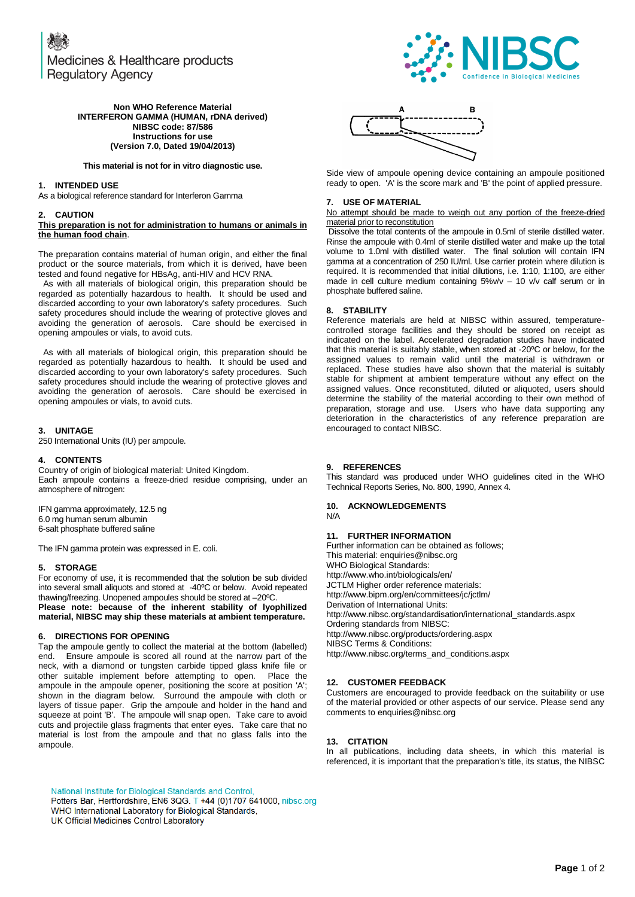Medicines & Healthcare products Regulatory Agency

NIBSC
Confidence in Biological Medicines

**Non WHO Reference Material**
**INTERFERON GAMMA (HUMAN, rDNA derived)**
**NIBSC code: 87/586**
**Instructions for use**
**(Version 7.0, Dated 19/04/2013)**

**This material is not for in vitro diagnostic use.**

## 1. INTENDED USE

As a biological reference standard for Interferon Gamma

## 2. CAUTION

**This preparation is not for administration to humans or animals in the human food chain**.

The preparation contains material of human origin, and either the final product or the source materials, from which it is derived, have been tested and found negative for HBsAg, anti-HIV and HCV RNA.

As with all materials of biological origin, this preparation should be regarded as potentially hazardous to health. It should be used and discarded according to your own laboratory's safety procedures. Such safety procedures should include the wearing of protective gloves and avoiding the generation of aerosols. Care should be exercised in opening ampoules or vials, to avoid cuts.

As with all materials of biological origin, this preparation should be regarded as potentially hazardous to health. It should be used and discarded according to your own laboratory's safety procedures. Such safety procedures should include the wearing of protective gloves and avoiding the generation of aerosols. Care should be exercised in opening ampoules or vials, to avoid cuts.

## 3. UNITAGE

250 International Units (IU) per ampoule.

## 4. CONTENTS

Country of origin of biological material: United Kingdom.
Each ampoule contains a freeze-dried residue comprising, under an atmosphere of nitrogen:

IFN gamma approximately, 12.5 ng
6.0 mg human serum albumin
6-salt phosphate buffered saline

The IFN gamma protein was expressed in E. coli.

## 5. STORAGE

For economy of use, it is recommended that the solution be sub divided into several small aliquots and stored at -40ºC or below. Avoid repeated thawing/freezing. Unopened ampoules should be stored at –20ºC.
**Please note: because of the inherent stability of lyophilized material, NIBSC may ship these materials at ambient temperature.**

## 6. DIRECTIONS FOR OPENING

Tap the ampoule gently to collect the material at the bottom (labelled) end. Ensure ampoule is scored all round at the narrow part of the neck, with a diamond or tungsten carbide tipped glass knife file or other suitable implement before attempting to open. Place the ampoule in the ampoule opener, positioning the score at position 'A'; shown in the diagram below. Surround the ampoule with cloth or layers of tissue paper. Grip the ampoule and holder in the hand and squeeze at point 'B'. The ampoule will snap open. Take care to avoid cuts and projectile glass fragments that enter eyes. Take care that no material is lost from the ampoule and that no glass falls into the ampoule.

A B

Side view of ampoule opening device containing an ampoule positioned ready to open. 'A' is the score mark and 'B' the point of applied pressure.

## 7. USE OF MATERIAL

No attempt should be made to weigh out any portion of the freeze-dried material prior to reconstitution

Dissolve the total contents of the ampoule in 0.5ml of sterile distilled water. Rinse the ampoule with 0.4ml of sterile distilled water and make up the total volume to 1.0ml with distilled water. The final solution will contain IFN gamma at a concentration of 250 IU/ml. Use carrier protein where dilution is required. It is recommended that initial dilutions, i.e. 1:10, 1:100, are either made in cell culture medium containing 5%v/v – 10 v/v calf serum or in phosphate buffered saline.

## 8. STABILITY

Reference materials are held at NIBSC within assured, temperature-controlled storage facilities and they should be stored on receipt as indicated on the label. Accelerated degradation studies have indicated that this material is suitably stable, when stored at -20ºC or below, for the assigned values to remain valid until the material is withdrawn or replaced. These studies have also shown that the material is suitably stable for shipment at ambient temperature without any effect on the assigned values. Once reconstituted, diluted or aliquoted, users should determine the stability of the material according to their own method of preparation, storage and use. Users who have data supporting any deterioration in the characteristics of any reference preparation are encouraged to contact NIBSC.

## 9. REFERENCES

This standard was produced under WHO guidelines cited in the WHO Technical Reports Series, No. 800, 1990, Annex 4.

## 10. ACKNOWLEDGEMENTS

N/A

## 11. FURTHER INFORMATION

Further information can be obtained as follows;
This material: enquiries@nibsc.org
WHO Biological Standards:
http://www.who.int/biologicals/en/
JCTLM Higher order reference materials:
http://www.bipm.org/en/committees/jc/jctlm/
Derivation of International Units:
http://www.nibsc.org/standardisation/international_standards.aspx
Ordering standards from NIBSC:
http://www.nibsc.org/products/ordering.aspx
NIBSC Terms & Conditions:
http://www.nibsc.org/terms_and_conditions.aspx

## 12. CUSTOMER FEEDBACK

Customers are encouraged to provide feedback on the suitability or use of the material provided or other aspects of our service. Please send any comments to enquiries@nibsc.org

## 13. CITATION

In all publications, including data sheets, in which this material is referenced, it is important that the preparation's title, its status, the NIBSC

National Institute for Biological Standards and Control,
Potters Bar, Hertfordshire, EN6 3QG. T +44 (0)1707 641000, nibsc.org
WHO International Laboratory for Biological Standards,
UK Official Medicines Control Laboratory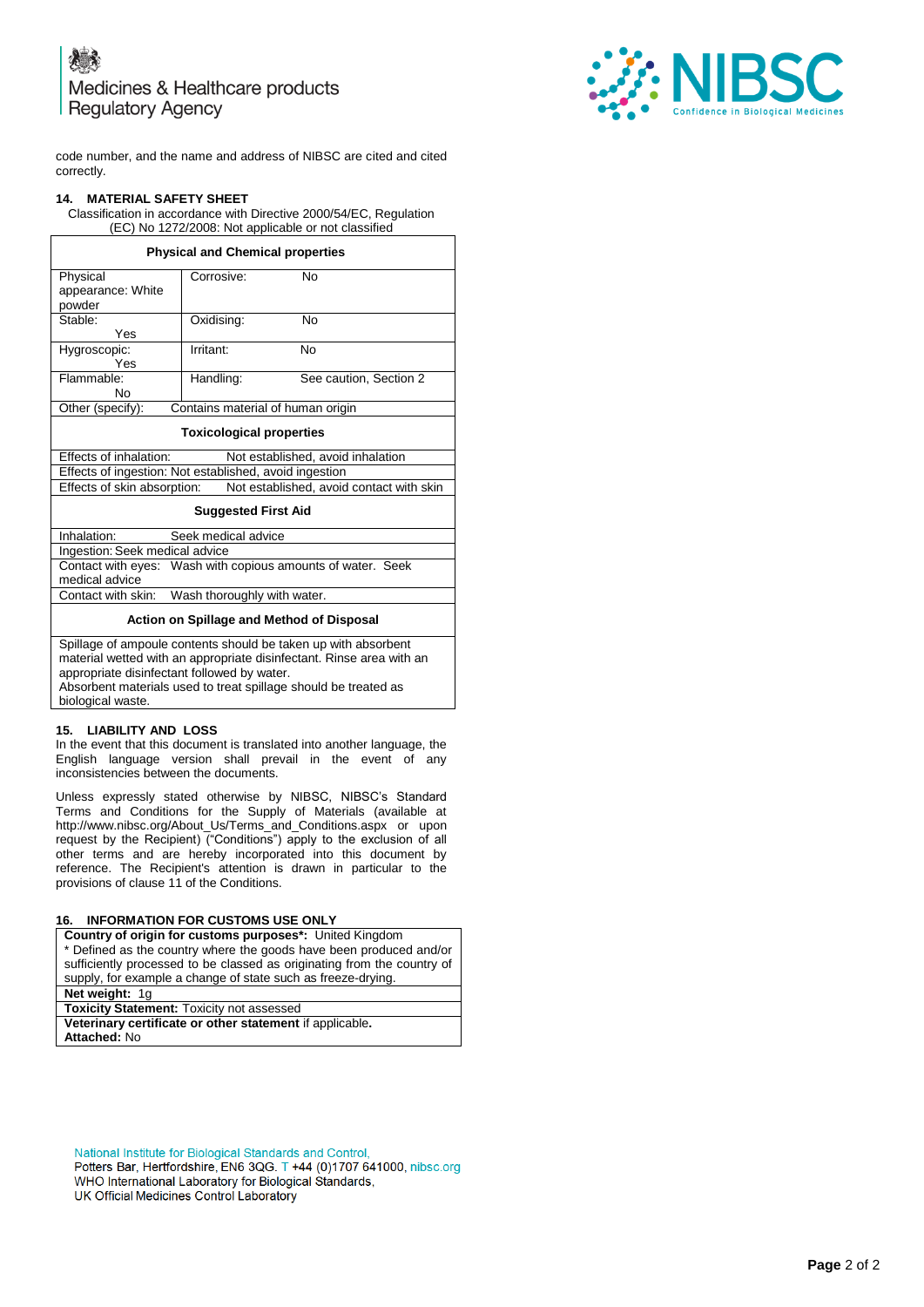code number, and the name and address of NIBSC are cited and cited correctly.

### 14. MATERIAL SAFETY SHEET

Classification in accordance with Directive 2000/54/EC, Regulation (EC) No 1272/2008: Not applicable or not classified

| **Physical and Chemical properties** | | |
|---|---|---|
| Physical appearance: White powder | Corrosive: | No |
| Stable: Yes | Oxidising: | No |
| Hygroscopic: Yes | Irritant: | No |
| Flammable: No | Handling: | See caution, Section 2 |
| Other (specify): Contains material of human origin | | |

| **Toxicological properties** | |
|---|---|
| Effects of inhalation: | Not established, avoid inhalation |
| Effects of ingestion: | Not established, avoid ingestion |
| Effects of skin absorption: | Not established, avoid contact with skin |

| **Suggested First Aid** | |
|---|---|
| Inhalation: | Seek medical advice |
| Ingestion: | Seek medical advice |
| Contact with eyes: | Wash with copious amounts of water. Seek medical advice |
| Contact with skin: | Wash thoroughly with water. |

| **Action on Spillage and Method of Disposal** |
|---|
| Spillage of ampoule contents should be taken up with absorbent material wetted with an appropriate disinfectant. Rinse area with an appropriate disinfectant followed by water. Absorbent materials used to treat spillage should be treated as biological waste. |

### 15. LIABILITY AND LOSS

In the event that this document is translated into another language, the English language version shall prevail in the event of any inconsistencies between the documents.

Unless expressly stated otherwise by NIBSC, NIBSC's Standard Terms and Conditions for the Supply of Materials (available at http://www.nibsc.org/About_Us/Terms_and_Conditions.aspx or upon request by the Recipient) ("Conditions") apply to the exclusion of all other terms and are hereby incorporated into this document by reference. The Recipient's attention is drawn in particular to the provisions of clause 11 of the Conditions.

### 16. INFORMATION FOR CUSTOMS USE ONLY

| |
|---|
| **Country of origin for customs purposes*:** United Kingdom<br>* Defined as the country where the goods have been produced and/or sufficiently processed to be classed as originating from the country of supply, for example a change of state such as freeze-drying. |
| **Net weight:** 1g |
| **Toxicity Statement:** Toxicity not assessed |
| **Veterinary certificate or other statement** if applicable.<br>**Attached:** No |

National Institute for Biological Standards and Control,
Potters Bar, Hertfordshire, EN6 3QG. T +44 (0)1707 641000, nibsc.org
WHO International Laboratory for Biological Standards,
UK Official Medicines Control Laboratory